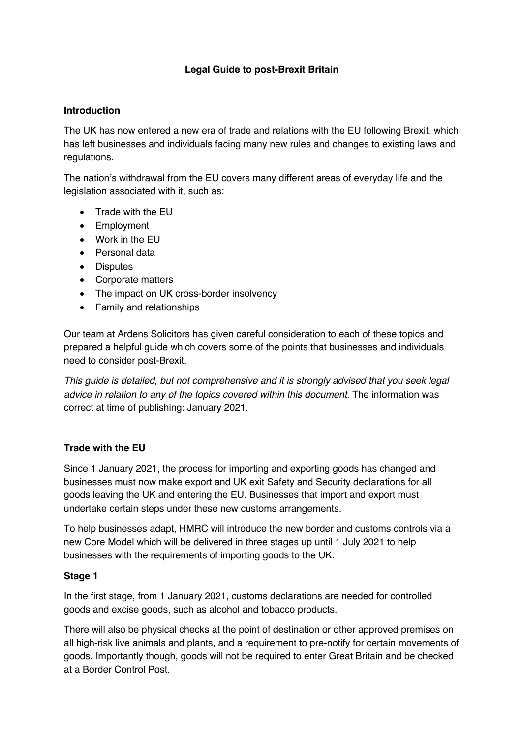# Legal Guide to post-Brexit Britain

## Introduction

The UK has now entered a new era of trade and relations with the EU following Brexit, which has left businesses and individuals facing many new rules and changes to existing laws and regulations.

The nation's withdrawal from the EU covers many different areas of everyday life and the legislation associated with it, such as:

- Trade with the EU
- Employment
- Work in the EU
- Personal data
- Disputes
- Corporate matters
- The impact on UK cross-border insolvency
- Family and relationships

Our team at Ardens Solicitors has given careful consideration to each of these topics and prepared a helpful guide which covers some of the points that businesses and individuals need to consider post-Brexit.

*This guide is detailed, but not comprehensive and it is strongly advised that you seek legal advice in relation to any of the topics covered within this document.* The information was correct at time of publishing: January 2021.

## Trade with the EU

Since 1 January 2021, the process for importing and exporting goods has changed and businesses must now make export and UK exit Safety and Security declarations for all goods leaving the UK and entering the EU. Businesses that import and export must undertake certain steps under these new customs arrangements.

To help businesses adapt, HMRC will introduce the new border and customs controls via a new Core Model which will be delivered in three stages up until 1 July 2021 to help businesses with the requirements of importing goods to the UK.

### Stage 1

In the first stage, from 1 January 2021, customs declarations are needed for controlled goods and excise goods, such as alcohol and tobacco products.

There will also be physical checks at the point of destination or other approved premises on all high-risk live animals and plants, and a requirement to pre-notify for certain movements of goods. Importantly though, goods will not be required to enter Great Britain and be checked at a Border Control Post.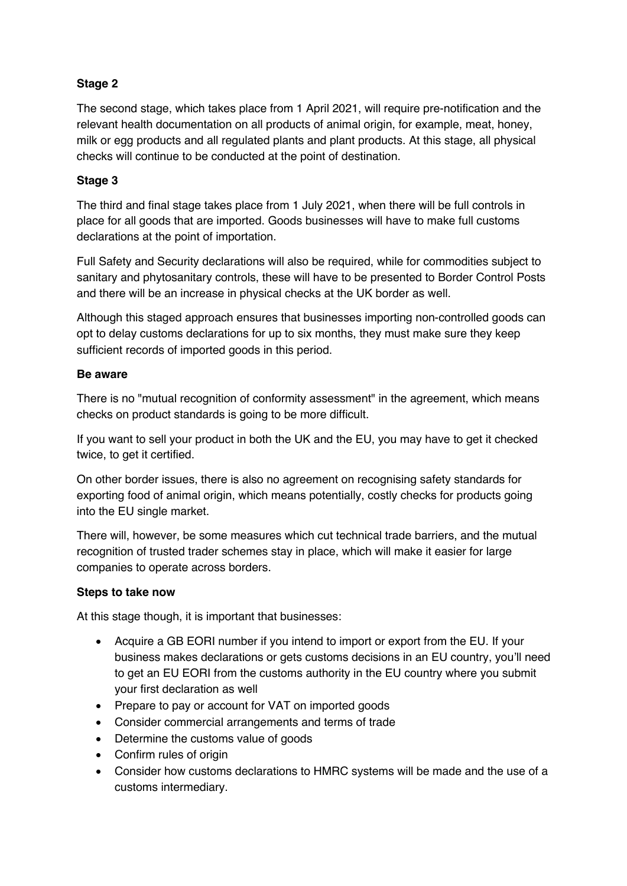**Stage 2**

The second stage, which takes place from 1 April 2021, will require pre-notification and the relevant health documentation on all products of animal origin, for example, meat, honey, milk or egg products and all regulated plants and plant products. At this stage, all physical checks will continue to be conducted at the point of destination.

**Stage 3**

The third and final stage takes place from 1 July 2021, when there will be full controls in place for all goods that are imported. Goods businesses will have to make full customs declarations at the point of importation.

Full Safety and Security declarations will also be required, while for commodities subject to sanitary and phytosanitary controls, these will have to be presented to Border Control Posts and there will be an increase in physical checks at the UK border as well.

Although this staged approach ensures that businesses importing non-controlled goods can opt to delay customs declarations for up to six months, they must make sure they keep sufficient records of imported goods in this period.

**Be aware**

There is no "mutual recognition of conformity assessment" in the agreement, which means checks on product standards is going to be more difficult.

If you want to sell your product in both the UK and the EU, you may have to get it checked twice, to get it certified.

On other border issues, there is also no agreement on recognising safety standards for exporting food of animal origin, which means potentially, costly checks for products going into the EU single market.

There will, however, be some measures which cut technical trade barriers, and the mutual recognition of trusted trader schemes stay in place, which will make it easier for large companies to operate across borders.

**Steps to take now**

At this stage though, it is important that businesses:

- Acquire a GB EORI number if you intend to import or export from the EU. If your business makes declarations or gets customs decisions in an EU country, you'll need to get an EU EORI from the customs authority in the EU country where you submit your first declaration as well
- Prepare to pay or account for VAT on imported goods
- Consider commercial arrangements and terms of trade
- Determine the customs value of goods
- Confirm rules of origin
- Consider how customs declarations to HMRC systems will be made and the use of a customs intermediary.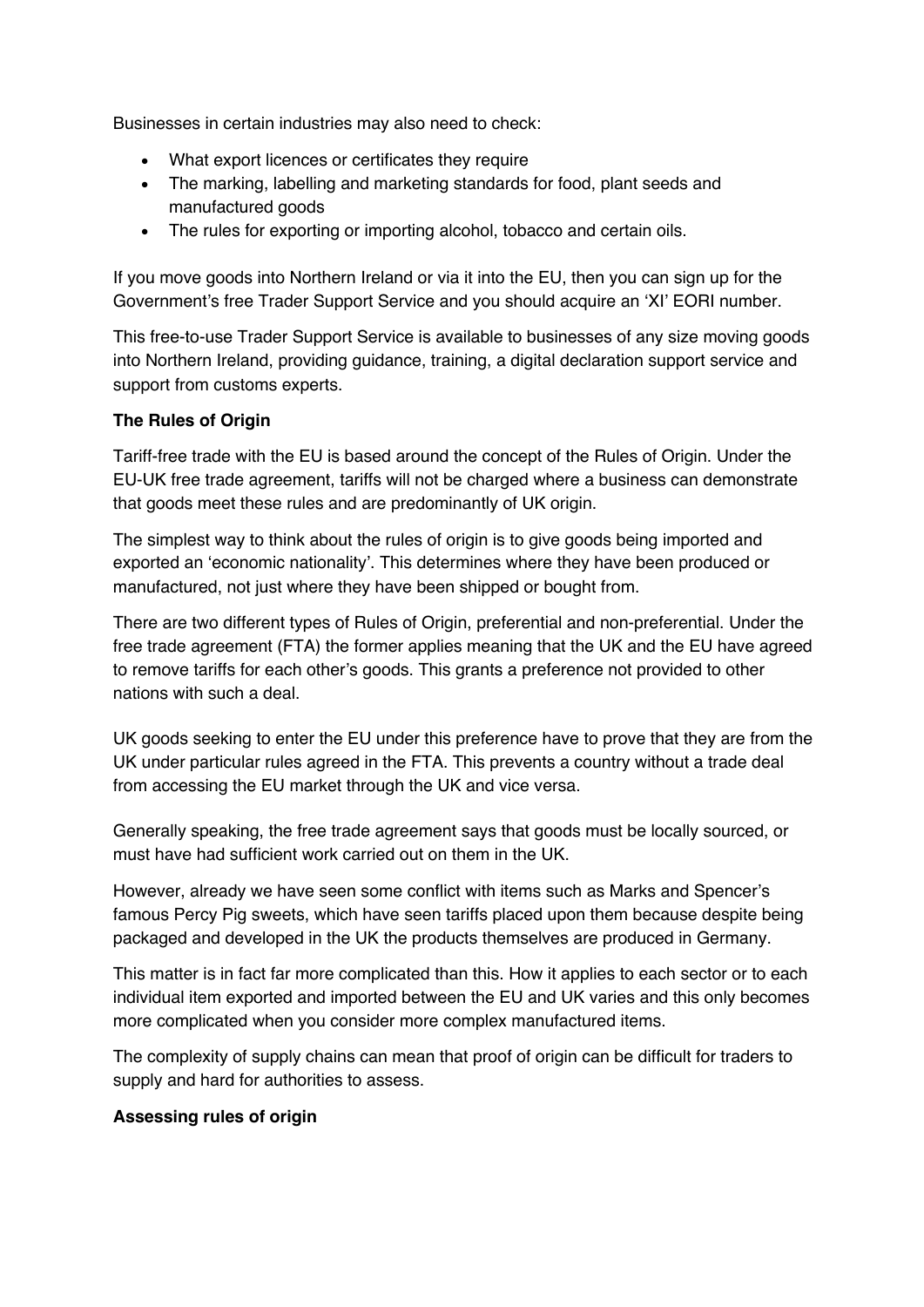Businesses in certain industries may also need to check:

- What export licences or certificates they require
- The marking, labelling and marketing standards for food, plant seeds and manufactured goods
- The rules for exporting or importing alcohol, tobacco and certain oils.

If you move goods into Northern Ireland or via it into the EU, then you can sign up for the Government's free Trader Support Service and you should acquire an 'XI' EORI number.

This free-to-use Trader Support Service is available to businesses of any size moving goods into Northern Ireland, providing guidance, training, a digital declaration support service and support from customs experts.

**The Rules of Origin**

Tariff-free trade with the EU is based around the concept of the Rules of Origin. Under the EU-UK free trade agreement, tariffs will not be charged where a business can demonstrate that goods meet these rules and are predominantly of UK origin.

The simplest way to think about the rules of origin is to give goods being imported and exported an 'economic nationality'. This determines where they have been produced or manufactured, not just where they have been shipped or bought from.

There are two different types of Rules of Origin, preferential and non-preferential. Under the free trade agreement (FTA) the former applies meaning that the UK and the EU have agreed to remove tariffs for each other's goods. This grants a preference not provided to other nations with such a deal.

UK goods seeking to enter the EU under this preference have to prove that they are from the UK under particular rules agreed in the FTA. This prevents a country without a trade deal from accessing the EU market through the UK and vice versa.

Generally speaking, the free trade agreement says that goods must be locally sourced, or must have had sufficient work carried out on them in the UK.

However, already we have seen some conflict with items such as Marks and Spencer's famous Percy Pig sweets, which have seen tariffs placed upon them because despite being packaged and developed in the UK the products themselves are produced in Germany.

This matter is in fact far more complicated than this. How it applies to each sector or to each individual item exported and imported between the EU and UK varies and this only becomes more complicated when you consider more complex manufactured items.

The complexity of supply chains can mean that proof of origin can be difficult for traders to supply and hard for authorities to assess.

**Assessing rules of origin**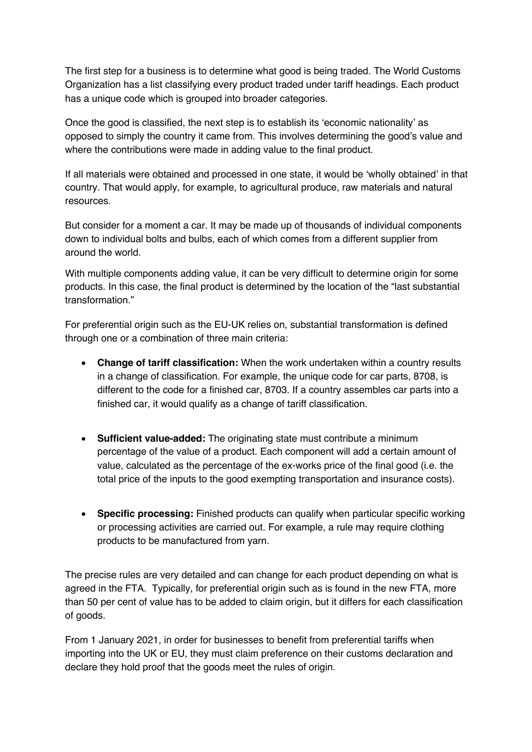The first step for a business is to determine what good is being traded. The World Customs Organization has a list classifying every product traded under tariff headings. Each product has a unique code which is grouped into broader categories.

Once the good is classified, the next step is to establish its 'economic nationality' as opposed to simply the country it came from. This involves determining the good's value and where the contributions were made in adding value to the final product.

If all materials were obtained and processed in one state, it would be 'wholly obtained' in that country. That would apply, for example, to agricultural produce, raw materials and natural resources.

But consider for a moment a car. It may be made up of thousands of individual components down to individual bolts and bulbs, each of which comes from a different supplier from around the world.

With multiple components adding value, it can be very difficult to determine origin for some products. In this case, the final product is determined by the location of the "last substantial transformation."

For preferential origin such as the EU-UK relies on, substantial transformation is defined through one or a combination of three main criteria:

- **Change of tariff classification:** When the work undertaken within a country results in a change of classification. For example, the unique code for car parts, 8708, is different to the code for a finished car, 8703. If a country assembles car parts into a finished car, it would qualify as a change of tariff classification.

- **Sufficient value-added:** The originating state must contribute a minimum percentage of the value of a product. Each component will add a certain amount of value, calculated as the percentage of the ex-works price of the final good (i.e. the total price of the inputs to the good exempting transportation and insurance costs).

- **Specific processing:** Finished products can qualify when particular specific working or processing activities are carried out. For example, a rule may require clothing products to be manufactured from yarn.

The precise rules are very detailed and can change for each product depending on what is agreed in the FTA. Typically, for preferential origin such as is found in the new FTA, more than 50 per cent of value has to be added to claim origin, but it differs for each classification of goods.

From 1 January 2021, in order for businesses to benefit from preferential tariffs when importing into the UK or EU, they must claim preference on their customs declaration and declare they hold proof that the goods meet the rules of origin.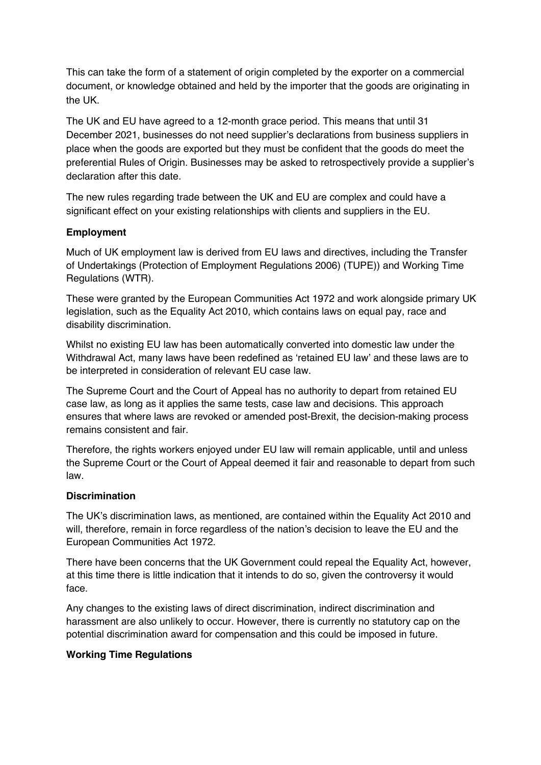This can take the form of a statement of origin completed by the exporter on a commercial document, or knowledge obtained and held by the importer that the goods are originating in the UK.

The UK and EU have agreed to a 12-month grace period. This means that until 31 December 2021, businesses do not need supplier's declarations from business suppliers in place when the goods are exported but they must be confident that the goods do meet the preferential Rules of Origin. Businesses may be asked to retrospectively provide a supplier's declaration after this date.

The new rules regarding trade between the UK and EU are complex and could have a significant effect on your existing relationships with clients and suppliers in the EU.

**Employment**

Much of UK employment law is derived from EU laws and directives, including the Transfer of Undertakings (Protection of Employment Regulations 2006) (TUPE)) and Working Time Regulations (WTR).

These were granted by the European Communities Act 1972 and work alongside primary UK legislation, such as the Equality Act 2010, which contains laws on equal pay, race and disability discrimination.

Whilst no existing EU law has been automatically converted into domestic law under the Withdrawal Act, many laws have been redefined as 'retained EU law' and these laws are to be interpreted in consideration of relevant EU case law.

The Supreme Court and the Court of Appeal has no authority to depart from retained EU case law, as long as it applies the same tests, case law and decisions. This approach ensures that where laws are revoked or amended post-Brexit, the decision-making process remains consistent and fair.

Therefore, the rights workers enjoyed under EU law will remain applicable, until and unless the Supreme Court or the Court of Appeal deemed it fair and reasonable to depart from such law.

**Discrimination**

The UK's discrimination laws, as mentioned, are contained within the Equality Act 2010 and will, therefore, remain in force regardless of the nation's decision to leave the EU and the European Communities Act 1972.

There have been concerns that the UK Government could repeal the Equality Act, however, at this time there is little indication that it intends to do so, given the controversy it would face.

Any changes to the existing laws of direct discrimination, indirect discrimination and harassment are also unlikely to occur. However, there is currently no statutory cap on the potential discrimination award for compensation and this could be imposed in future.

**Working Time Regulations**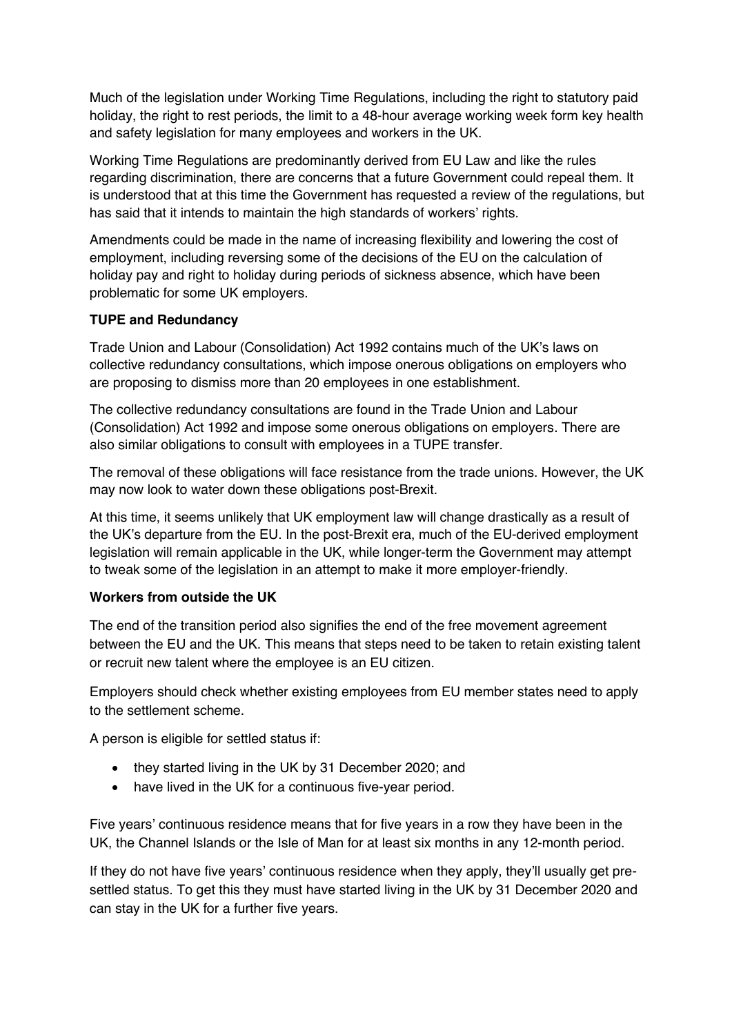Much of the legislation under Working Time Regulations, including the right to statutory paid holiday, the right to rest periods, the limit to a 48-hour average working week form key health and safety legislation for many employees and workers in the UK.

Working Time Regulations are predominantly derived from EU Law and like the rules regarding discrimination, there are concerns that a future Government could repeal them. It is understood that at this time the Government has requested a review of the regulations, but has said that it intends to maintain the high standards of workers' rights.

Amendments could be made in the name of increasing flexibility and lowering the cost of employment, including reversing some of the decisions of the EU on the calculation of holiday pay and right to holiday during periods of sickness absence, which have been problematic for some UK employers.

**TUPE and Redundancy**

Trade Union and Labour (Consolidation) Act 1992 contains much of the UK's laws on collective redundancy consultations, which impose onerous obligations on employers who are proposing to dismiss more than 20 employees in one establishment.

The collective redundancy consultations are found in the Trade Union and Labour (Consolidation) Act 1992 and impose some onerous obligations on employers. There are also similar obligations to consult with employees in a TUPE transfer.

The removal of these obligations will face resistance from the trade unions. However, the UK may now look to water down these obligations post-Brexit.

At this time, it seems unlikely that UK employment law will change drastically as a result of the UK's departure from the EU. In the post-Brexit era, much of the EU-derived employment legislation will remain applicable in the UK, while longer-term the Government may attempt to tweak some of the legislation in an attempt to make it more employer-friendly.

**Workers from outside the UK**

The end of the transition period also signifies the end of the free movement agreement between the EU and the UK. This means that steps need to be taken to retain existing talent or recruit new talent where the employee is an EU citizen.

Employers should check whether existing employees from EU member states need to apply to the settlement scheme.

A person is eligible for settled status if:

- they started living in the UK by 31 December 2020; and
- have lived in the UK for a continuous five-year period.

Five years' continuous residence means that for five years in a row they have been in the UK, the Channel Islands or the Isle of Man for at least six months in any 12-month period.

If they do not have five years' continuous residence when they apply, they'll usually get pre-settled status. To get this they must have started living in the UK by 31 December 2020 and can stay in the UK for a further five years.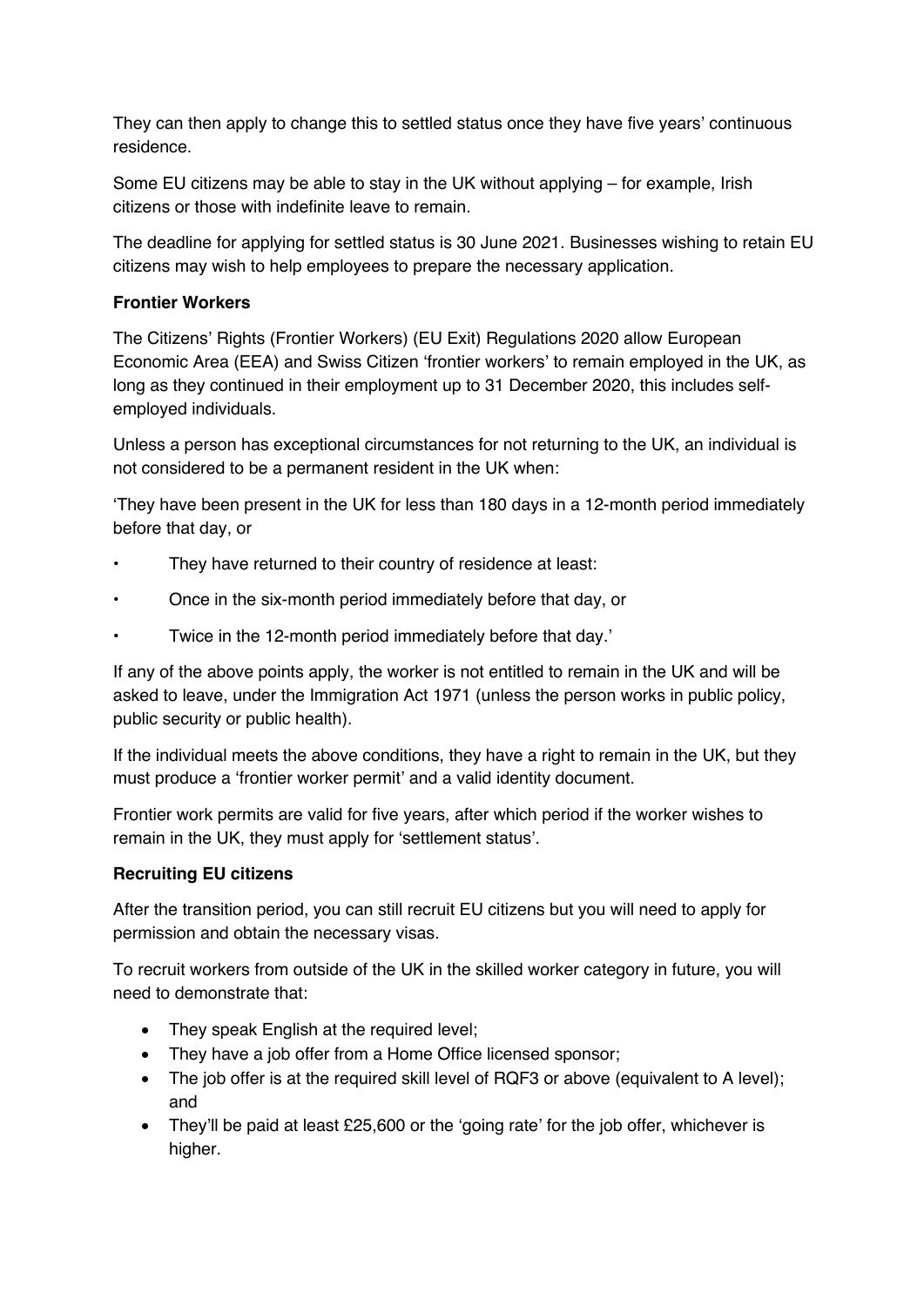They can then apply to change this to settled status once they have five years' continuous residence.

Some EU citizens may be able to stay in the UK without applying – for example, Irish citizens or those with indefinite leave to remain.

The deadline for applying for settled status is 30 June 2021. Businesses wishing to retain EU citizens may wish to help employees to prepare the necessary application.

**Frontier Workers**

The Citizens' Rights (Frontier Workers) (EU Exit) Regulations 2020 allow European Economic Area (EEA) and Swiss Citizen 'frontier workers' to remain employed in the UK, as long as they continued in their employment up to 31 December 2020, this includes self-employed individuals.

Unless a person has exceptional circumstances for not returning to the UK, an individual is not considered to be a permanent resident in the UK when:

'They have been present in the UK for less than 180 days in a 12-month period immediately before that day, or

- They have returned to their country of residence at least:
- Once in the six-month period immediately before that day, or
- Twice in the 12-month period immediately before that day.'

If any of the above points apply, the worker is not entitled to remain in the UK and will be asked to leave, under the Immigration Act 1971 (unless the person works in public policy, public security or public health).

If the individual meets the above conditions, they have a right to remain in the UK, but they must produce a 'frontier worker permit' and a valid identity document.

Frontier work permits are valid for five years, after which period if the worker wishes to remain in the UK, they must apply for 'settlement status'.

**Recruiting EU citizens**

After the transition period, you can still recruit EU citizens but you will need to apply for permission and obtain the necessary visas.

To recruit workers from outside of the UK in the skilled worker category in future, you will need to demonstrate that:

- They speak English at the required level;
- They have a job offer from a Home Office licensed sponsor;
- The job offer is at the required skill level of RQF3 or above (equivalent to A level); and
- They'll be paid at least £25,600 or the 'going rate' for the job offer, whichever is higher.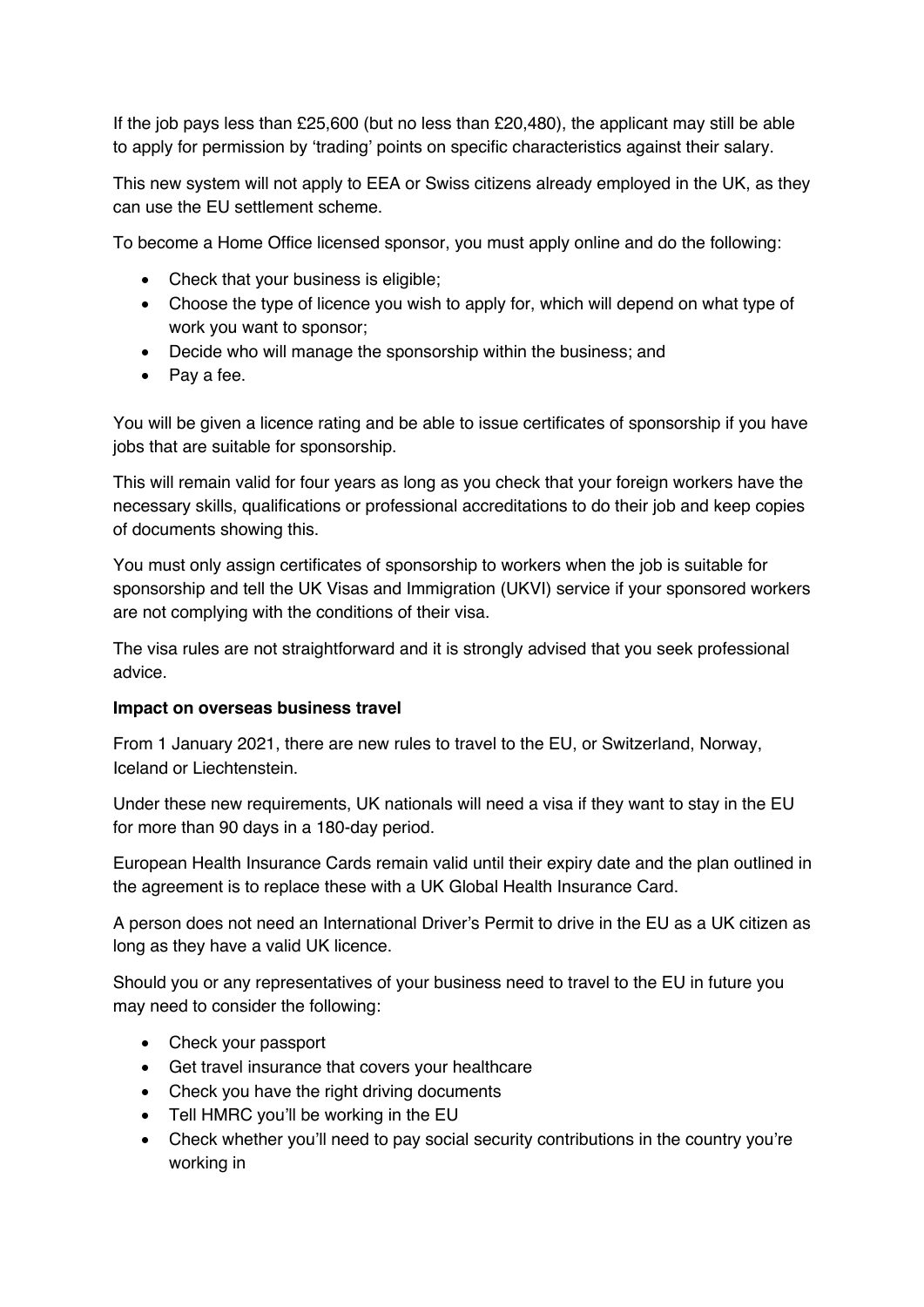If the job pays less than £25,600 (but no less than £20,480), the applicant may still be able to apply for permission by 'trading' points on specific characteristics against their salary.

This new system will not apply to EEA or Swiss citizens already employed in the UK, as they can use the EU settlement scheme.

To become a Home Office licensed sponsor, you must apply online and do the following:

- Check that your business is eligible;
- Choose the type of licence you wish to apply for, which will depend on what type of work you want to sponsor;
- Decide who will manage the sponsorship within the business; and
- Pay a fee.

You will be given a licence rating and be able to issue certificates of sponsorship if you have jobs that are suitable for sponsorship.

This will remain valid for four years as long as you check that your foreign workers have the necessary skills, qualifications or professional accreditations to do their job and keep copies of documents showing this.

You must only assign certificates of sponsorship to workers when the job is suitable for sponsorship and tell the UK Visas and Immigration (UKVI) service if your sponsored workers are not complying with the conditions of their visa.

The visa rules are not straightforward and it is strongly advised that you seek professional advice.

**Impact on overseas business travel**

From 1 January 2021, there are new rules to travel to the EU, or Switzerland, Norway, Iceland or Liechtenstein.

Under these new requirements, UK nationals will need a visa if they want to stay in the EU for more than 90 days in a 180-day period.

European Health Insurance Cards remain valid until their expiry date and the plan outlined in the agreement is to replace these with a UK Global Health Insurance Card.

A person does not need an International Driver's Permit to drive in the EU as a UK citizen as long as they have a valid UK licence.

Should you or any representatives of your business need to travel to the EU in future you may need to consider the following:

- Check your passport
- Get travel insurance that covers your healthcare
- Check you have the right driving documents
- Tell HMRC you'll be working in the EU
- Check whether you'll need to pay social security contributions in the country you're working in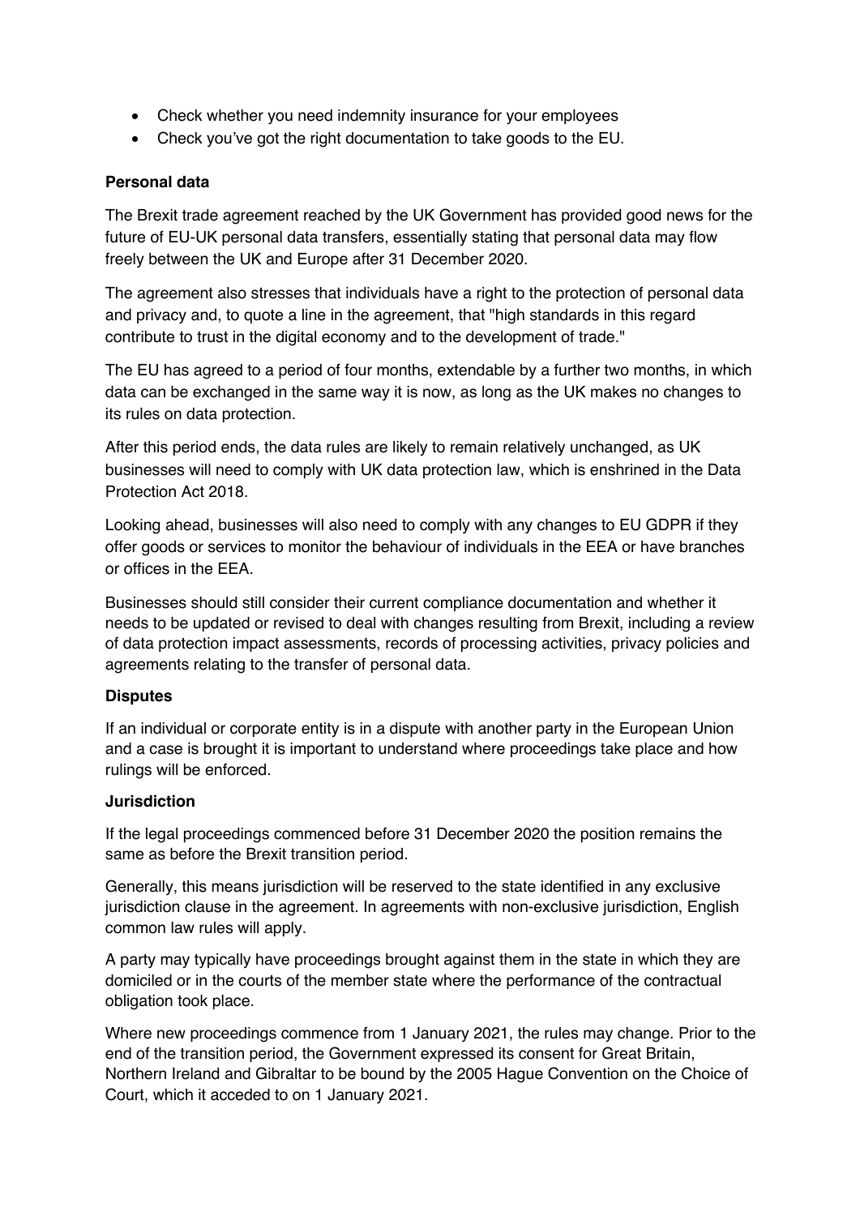- Check whether you need indemnity insurance for your employees
- Check you've got the right documentation to take goods to the EU.

**Personal data**

The Brexit trade agreement reached by the UK Government has provided good news for the future of EU-UK personal data transfers, essentially stating that personal data may flow freely between the UK and Europe after 31 December 2020.

The agreement also stresses that individuals have a right to the protection of personal data and privacy and, to quote a line in the agreement, that "high standards in this regard contribute to trust in the digital economy and to the development of trade."

The EU has agreed to a period of four months, extendable by a further two months, in which data can be exchanged in the same way it is now, as long as the UK makes no changes to its rules on data protection.

After this period ends, the data rules are likely to remain relatively unchanged, as UK businesses will need to comply with UK data protection law, which is enshrined in the Data Protection Act 2018.

Looking ahead, businesses will also need to comply with any changes to EU GDPR if they offer goods or services to monitor the behaviour of individuals in the EEA or have branches or offices in the EEA.

Businesses should still consider their current compliance documentation and whether it needs to be updated or revised to deal with changes resulting from Brexit, including a review of data protection impact assessments, records of processing activities, privacy policies and agreements relating to the transfer of personal data.

**Disputes**

If an individual or corporate entity is in a dispute with another party in the European Union and a case is brought it is important to understand where proceedings take place and how rulings will be enforced.

**Jurisdiction**

If the legal proceedings commenced before 31 December 2020 the position remains the same as before the Brexit transition period.

Generally, this means jurisdiction will be reserved to the state identified in any exclusive jurisdiction clause in the agreement. In agreements with non-exclusive jurisdiction, English common law rules will apply.

A party may typically have proceedings brought against them in the state in which they are domiciled or in the courts of the member state where the performance of the contractual obligation took place.

Where new proceedings commence from 1 January 2021, the rules may change. Prior to the end of the transition period, the Government expressed its consent for Great Britain, Northern Ireland and Gibraltar to be bound by the 2005 Hague Convention on the Choice of Court, which it acceded to on 1 January 2021.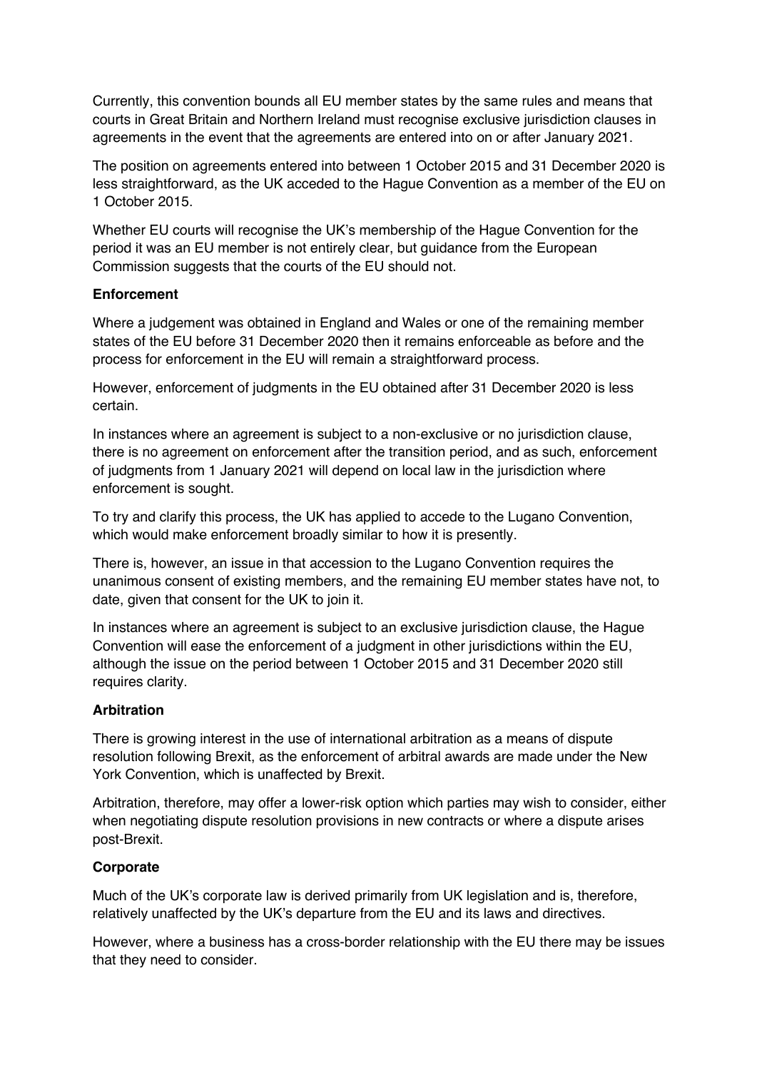Currently, this convention bounds all EU member states by the same rules and means that courts in Great Britain and Northern Ireland must recognise exclusive jurisdiction clauses in agreements in the event that the agreements are entered into on or after January 2021.

The position on agreements entered into between 1 October 2015 and 31 December 2020 is less straightforward, as the UK acceded to the Hague Convention as a member of the EU on 1 October 2015.

Whether EU courts will recognise the UK's membership of the Hague Convention for the period it was an EU member is not entirely clear, but guidance from the European Commission suggests that the courts of the EU should not.

**Enforcement**

Where a judgement was obtained in England and Wales or one of the remaining member states of the EU before 31 December 2020 then it remains enforceable as before and the process for enforcement in the EU will remain a straightforward process.

However, enforcement of judgments in the EU obtained after 31 December 2020 is less certain.

In instances where an agreement is subject to a non-exclusive or no jurisdiction clause, there is no agreement on enforcement after the transition period, and as such, enforcement of judgments from 1 January 2021 will depend on local law in the jurisdiction where enforcement is sought.

To try and clarify this process, the UK has applied to accede to the Lugano Convention, which would make enforcement broadly similar to how it is presently.

There is, however, an issue in that accession to the Lugano Convention requires the unanimous consent of existing members, and the remaining EU member states have not, to date, given that consent for the UK to join it.

In instances where an agreement is subject to an exclusive jurisdiction clause, the Hague Convention will ease the enforcement of a judgment in other jurisdictions within the EU, although the issue on the period between 1 October 2015 and 31 December 2020 still requires clarity.

**Arbitration**

There is growing interest in the use of international arbitration as a means of dispute resolution following Brexit, as the enforcement of arbitral awards are made under the New York Convention, which is unaffected by Brexit.

Arbitration, therefore, may offer a lower-risk option which parties may wish to consider, either when negotiating dispute resolution provisions in new contracts or where a dispute arises post-Brexit.

**Corporate**

Much of the UK's corporate law is derived primarily from UK legislation and is, therefore, relatively unaffected by the UK's departure from the EU and its laws and directives.

However, where a business has a cross-border relationship with the EU there may be issues that they need to consider.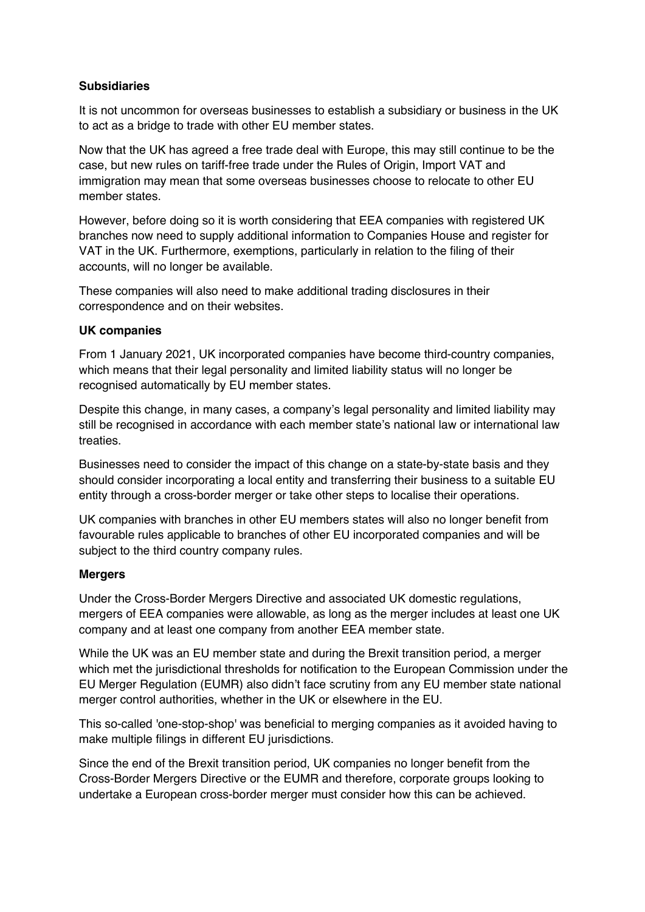**Subsidiaries**

It is not uncommon for overseas businesses to establish a subsidiary or business in the UK to act as a bridge to trade with other EU member states.

Now that the UK has agreed a free trade deal with Europe, this may still continue to be the case, but new rules on tariff-free trade under the Rules of Origin, Import VAT and immigration may mean that some overseas businesses choose to relocate to other EU member states.

However, before doing so it is worth considering that EEA companies with registered UK branches now need to supply additional information to Companies House and register for VAT in the UK. Furthermore, exemptions, particularly in relation to the filing of their accounts, will no longer be available.

These companies will also need to make additional trading disclosures in their correspondence and on their websites.

**UK companies**

From 1 January 2021, UK incorporated companies have become third-country companies, which means that their legal personality and limited liability status will no longer be recognised automatically by EU member states.

Despite this change, in many cases, a company's legal personality and limited liability may still be recognised in accordance with each member state's national law or international law treaties.

Businesses need to consider the impact of this change on a state-by-state basis and they should consider incorporating a local entity and transferring their business to a suitable EU entity through a cross-border merger or take other steps to localise their operations.

UK companies with branches in other EU members states will also no longer benefit from favourable rules applicable to branches of other EU incorporated companies and will be subject to the third country company rules.

**Mergers**

Under the Cross-Border Mergers Directive and associated UK domestic regulations, mergers of EEA companies were allowable, as long as the merger includes at least one UK company and at least one company from another EEA member state.

While the UK was an EU member state and during the Brexit transition period, a merger which met the jurisdictional thresholds for notification to the European Commission under the EU Merger Regulation (EUMR) also didn't face scrutiny from any EU member state national merger control authorities, whether in the UK or elsewhere in the EU.

This so-called 'one-stop-shop' was beneficial to merging companies as it avoided having to make multiple filings in different EU jurisdictions.

Since the end of the Brexit transition period, UK companies no longer benefit from the Cross-Border Mergers Directive or the EUMR and therefore, corporate groups looking to undertake a European cross-border merger must consider how this can be achieved.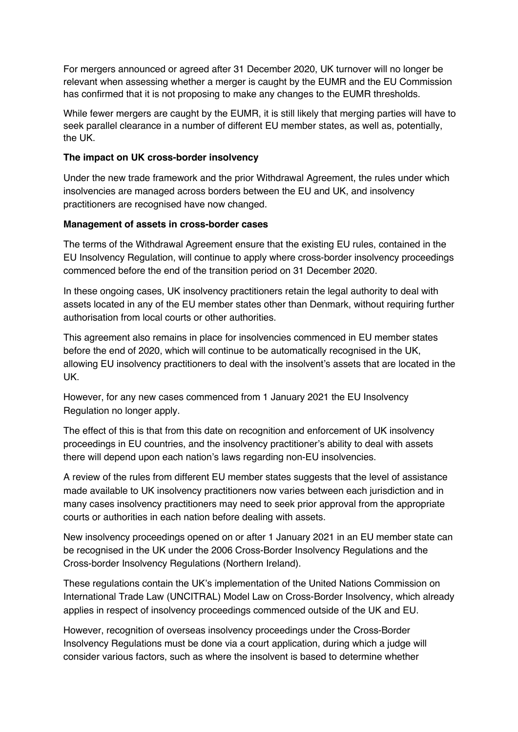For mergers announced or agreed after 31 December 2020, UK turnover will no longer be relevant when assessing whether a merger is caught by the EUMR and the EU Commission has confirmed that it is not proposing to make any changes to the EUMR thresholds.

While fewer mergers are caught by the EUMR, it is still likely that merging parties will have to seek parallel clearance in a number of different EU member states, as well as, potentially, the UK.

**The impact on UK cross-border insolvency**

Under the new trade framework and the prior Withdrawal Agreement, the rules under which insolvencies are managed across borders between the EU and UK, and insolvency practitioners are recognised have now changed.

**Management of assets in cross-border cases**

The terms of the Withdrawal Agreement ensure that the existing EU rules, contained in the EU Insolvency Regulation, will continue to apply where cross-border insolvency proceedings commenced before the end of the transition period on 31 December 2020.

In these ongoing cases, UK insolvency practitioners retain the legal authority to deal with assets located in any of the EU member states other than Denmark, without requiring further authorisation from local courts or other authorities.

This agreement also remains in place for insolvencies commenced in EU member states before the end of 2020, which will continue to be automatically recognised in the UK, allowing EU insolvency practitioners to deal with the insolvent's assets that are located in the UK.

However, for any new cases commenced from 1 January 2021 the EU Insolvency Regulation no longer apply.

The effect of this is that from this date on recognition and enforcement of UK insolvency proceedings in EU countries, and the insolvency practitioner's ability to deal with assets there will depend upon each nation's laws regarding non-EU insolvencies.

A review of the rules from different EU member states suggests that the level of assistance made available to UK insolvency practitioners now varies between each jurisdiction and in many cases insolvency practitioners may need to seek prior approval from the appropriate courts or authorities in each nation before dealing with assets.

New insolvency proceedings opened on or after 1 January 2021 in an EU member state can be recognised in the UK under the 2006 Cross-Border Insolvency Regulations and the Cross-border Insolvency Regulations (Northern Ireland).

These regulations contain the UK's implementation of the United Nations Commission on International Trade Law (UNCITRAL) Model Law on Cross-Border Insolvency, which already applies in respect of insolvency proceedings commenced outside of the UK and EU.

However, recognition of overseas insolvency proceedings under the Cross-Border Insolvency Regulations must be done via a court application, during which a judge will consider various factors, such as where the insolvent is based to determine whether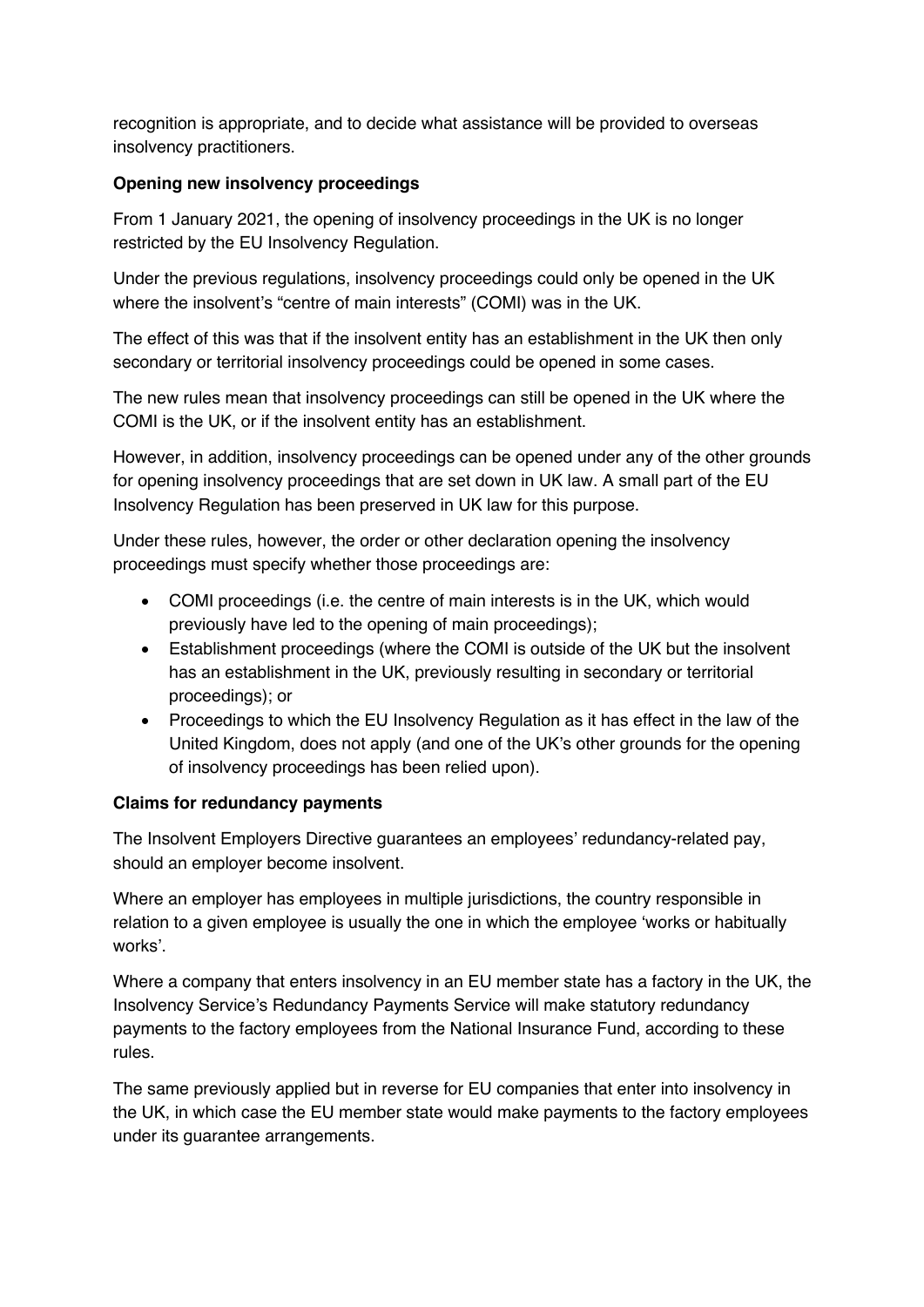recognition is appropriate, and to decide what assistance will be provided to overseas insolvency practitioners.

**Opening new insolvency proceedings**

From 1 January 2021, the opening of insolvency proceedings in the UK is no longer restricted by the EU Insolvency Regulation.

Under the previous regulations, insolvency proceedings could only be opened in the UK where the insolvent's "centre of main interests" (COMI) was in the UK.

The effect of this was that if the insolvent entity has an establishment in the UK then only secondary or territorial insolvency proceedings could be opened in some cases.

The new rules mean that insolvency proceedings can still be opened in the UK where the COMI is the UK, or if the insolvent entity has an establishment.

However, in addition, insolvency proceedings can be opened under any of the other grounds for opening insolvency proceedings that are set down in UK law. A small part of the EU Insolvency Regulation has been preserved in UK law for this purpose.

Under these rules, however, the order or other declaration opening the insolvency proceedings must specify whether those proceedings are:

- COMI proceedings (i.e. the centre of main interests is in the UK, which would previously have led to the opening of main proceedings);
- Establishment proceedings (where the COMI is outside of the UK but the insolvent has an establishment in the UK, previously resulting in secondary or territorial proceedings); or
- Proceedings to which the EU Insolvency Regulation as it has effect in the law of the United Kingdom, does not apply (and one of the UK's other grounds for the opening of insolvency proceedings has been relied upon).

**Claims for redundancy payments**

The Insolvent Employers Directive guarantees an employees' redundancy-related pay, should an employer become insolvent.

Where an employer has employees in multiple jurisdictions, the country responsible in relation to a given employee is usually the one in which the employee 'works or habitually works'.

Where a company that enters insolvency in an EU member state has a factory in the UK, the Insolvency Service's Redundancy Payments Service will make statutory redundancy payments to the factory employees from the National Insurance Fund, according to these rules.

The same previously applied but in reverse for EU companies that enter into insolvency in the UK, in which case the EU member state would make payments to the factory employees under its guarantee arrangements.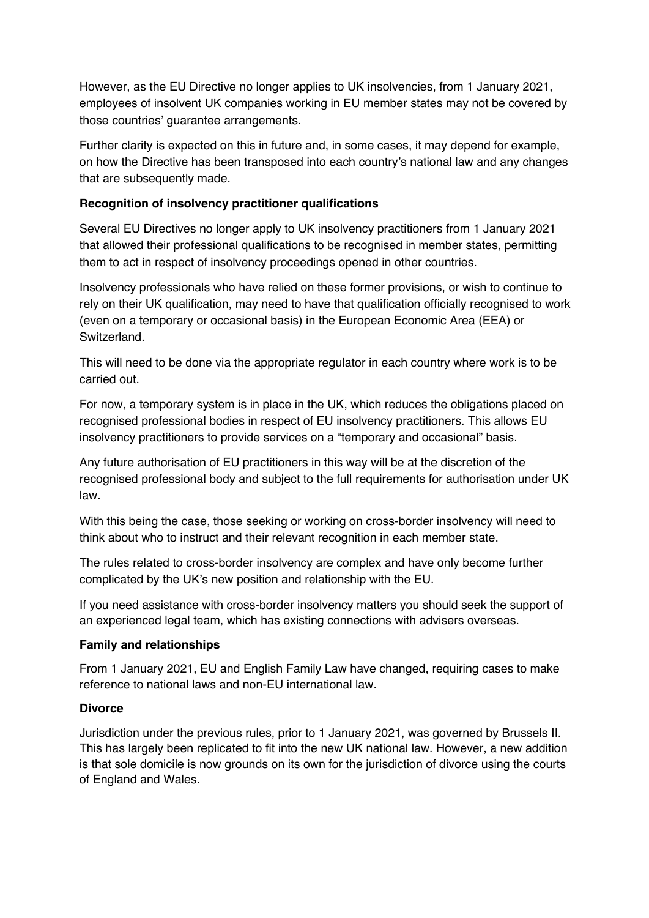However, as the EU Directive no longer applies to UK insolvencies, from 1 January 2021, employees of insolvent UK companies working in EU member states may not be covered by those countries' guarantee arrangements.

Further clarity is expected on this in future and, in some cases, it may depend for example, on how the Directive has been transposed into each country's national law and any changes that are subsequently made.

**Recognition of insolvency practitioner qualifications**

Several EU Directives no longer apply to UK insolvency practitioners from 1 January 2021 that allowed their professional qualifications to be recognised in member states, permitting them to act in respect of insolvency proceedings opened in other countries.

Insolvency professionals who have relied on these former provisions, or wish to continue to rely on their UK qualification, may need to have that qualification officially recognised to work (even on a temporary or occasional basis) in the European Economic Area (EEA) or Switzerland.

This will need to be done via the appropriate regulator in each country where work is to be carried out.

For now, a temporary system is in place in the UK, which reduces the obligations placed on recognised professional bodies in respect of EU insolvency practitioners. This allows EU insolvency practitioners to provide services on a "temporary and occasional" basis.

Any future authorisation of EU practitioners in this way will be at the discretion of the recognised professional body and subject to the full requirements for authorisation under UK law.

With this being the case, those seeking or working on cross-border insolvency will need to think about who to instruct and their relevant recognition in each member state.

The rules related to cross-border insolvency are complex and have only become further complicated by the UK's new position and relationship with the EU.

If you need assistance with cross-border insolvency matters you should seek the support of an experienced legal team, which has existing connections with advisers overseas.

**Family and relationships**

From 1 January 2021, EU and English Family Law have changed, requiring cases to make reference to national laws and non-EU international law.

**Divorce**

Jurisdiction under the previous rules, prior to 1 January 2021, was governed by Brussels II. This has largely been replicated to fit into the new UK national law. However, a new addition is that sole domicile is now grounds on its own for the jurisdiction of divorce using the courts of England and Wales.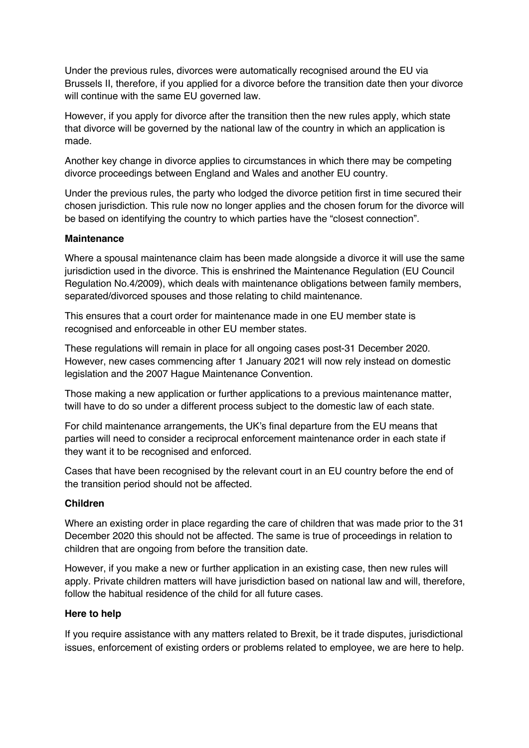Under the previous rules, divorces were automatically recognised around the EU via Brussels II, therefore, if you applied for a divorce before the transition date then your divorce will continue with the same EU governed law.

However, if you apply for divorce after the transition then the new rules apply, which state that divorce will be governed by the national law of the country in which an application is made.

Another key change in divorce applies to circumstances in which there may be competing divorce proceedings between England and Wales and another EU country.

Under the previous rules, the party who lodged the divorce petition first in time secured their chosen jurisdiction. This rule now no longer applies and the chosen forum for the divorce will be based on identifying the country to which parties have the "closest connection".

**Maintenance**

Where a spousal maintenance claim has been made alongside a divorce it will use the same jurisdiction used in the divorce. This is enshrined the Maintenance Regulation (EU Council Regulation No.4/2009), which deals with maintenance obligations between family members, separated/divorced spouses and those relating to child maintenance.

This ensures that a court order for maintenance made in one EU member state is recognised and enforceable in other EU member states.

These regulations will remain in place for all ongoing cases post-31 December 2020. However, new cases commencing after 1 January 2021 will now rely instead on domestic legislation and the 2007 Hague Maintenance Convention.

Those making a new application or further applications to a previous maintenance matter, twill have to do so under a different process subject to the domestic law of each state.

For child maintenance arrangements, the UK's final departure from the EU means that parties will need to consider a reciprocal enforcement maintenance order in each state if they want it to be recognised and enforced.

Cases that have been recognised by the relevant court in an EU country before the end of the transition period should not be affected.

**Children**

Where an existing order in place regarding the care of children that was made prior to the 31 December 2020 this should not be affected. The same is true of proceedings in relation to children that are ongoing from before the transition date.

However, if you make a new or further application in an existing case, then new rules will apply. Private children matters will have jurisdiction based on national law and will, therefore, follow the habitual residence of the child for all future cases.

**Here to help**

If you require assistance with any matters related to Brexit, be it trade disputes, jurisdictional issues, enforcement of existing orders or problems related to employee, we are here to help.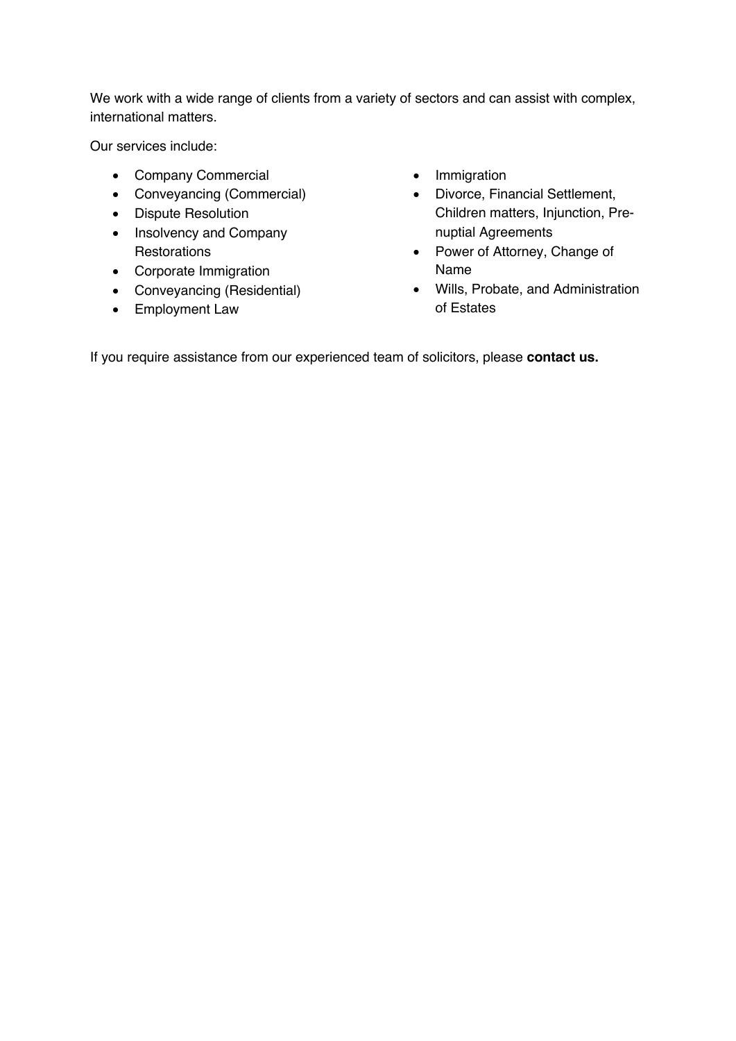We work with a wide range of clients from a variety of sectors and can assist with complex, international matters.

Our services include:

- Company Commercial
- Conveyancing (Commercial)
- Dispute Resolution
- Insolvency and Company Restorations
- Corporate Immigration
- Conveyancing (Residential)
- Employment Law
- Immigration
- Divorce, Financial Settlement, Children matters, Injunction, Pre-nuptial Agreements
- Power of Attorney, Change of Name
- Wills, Probate, and Administration of Estates

If you require assistance from our experienced team of solicitors, please **contact us.**